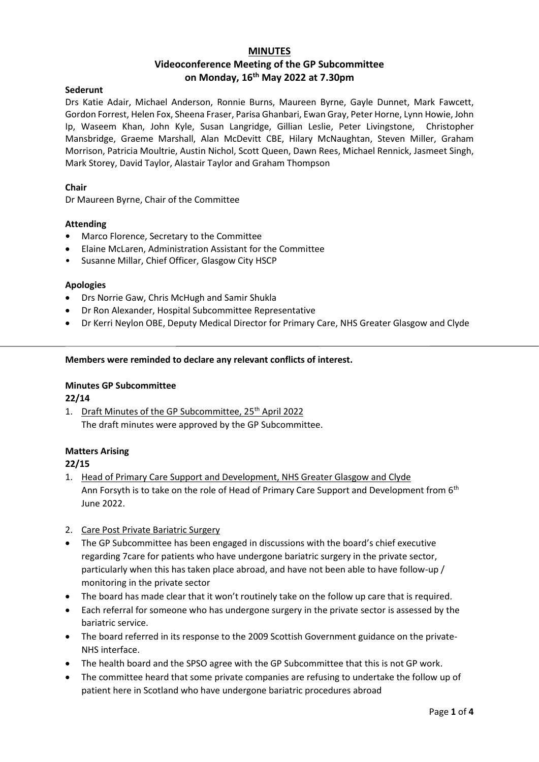# MINUTES

## Videoconference Meeting of the GP Subcommittee on Monday, 16th May 2022 at 7.30pm

**Sederunt**

Drs Katie Adair, Michael Anderson, Ronnie Burns, Maureen Byrne, Gayle Dunnet, Mark Fawcett, Gordon Forrest, Helen Fox, Sheena Fraser, Parisa Ghanbari, Ewan Gray, Peter Horne, Lynn Howie, John Ip, Waseem Khan, John Kyle, Susan Langridge, Gillian Leslie, Peter Livingstone, Christopher Mansbridge, Graeme Marshall, Alan McDevitt CBE, Hilary McNaughtan, Steven Miller, Graham Morrison, Patricia Moultrie, Austin Nichol, Scott Queen, Dawn Rees, Michael Rennick, Jasmeet Singh, Mark Storey, David Taylor, Alastair Taylor and Graham Thompson

**Chair**

Dr Maureen Byrne, Chair of the Committee

**Attending**

- Marco Florence, Secretary to the Committee
- Elaine McLaren, Administration Assistant for the Committee
- Susanne Millar, Chief Officer, Glasgow City HSCP

**Apologies**

- Drs Norrie Gaw, Chris McHugh and Samir Shukla
- Dr Ron Alexander, Hospital Subcommittee Representative
- Dr Kerri Neylon OBE, Deputy Medical Director for Primary Care, NHS Greater Glasgow and Clyde

---

**Members were reminded to declare any relevant conflicts of interest.**

**Minutes GP Subcommittee**

**22/14**

1. Draft Minutes of the GP Subcommittee, 25th April 2022
   The draft minutes were approved by the GP Subcommittee.

**Matters Arising**

**22/15**

1. Head of Primary Care Support and Development, NHS Greater Glasgow and Clyde
   Ann Forsyth is to take on the role of Head of Primary Care Support and Development from 6th June 2022.

2. Care Post Private Bariatric Surgery

- The GP Subcommittee has been engaged in discussions with the board's chief executive regarding 7care for patients who have undergone bariatric surgery in the private sector, particularly when this has taken place abroad, and have not been able to have follow-up / monitoring in the private sector
- The board has made clear that it won't routinely take on the follow up care that is required.
- Each referral for someone who has undergone surgery in the private sector is assessed by the bariatric service.
- The board referred in its response to the 2009 Scottish Government guidance on the private-NHS interface.
- The health board and the SPSO agree with the GP Subcommittee that this is not GP work.
- The committee heard that some private companies are refusing to undertake the follow up of patient here in Scotland who have undergone bariatric procedures abroad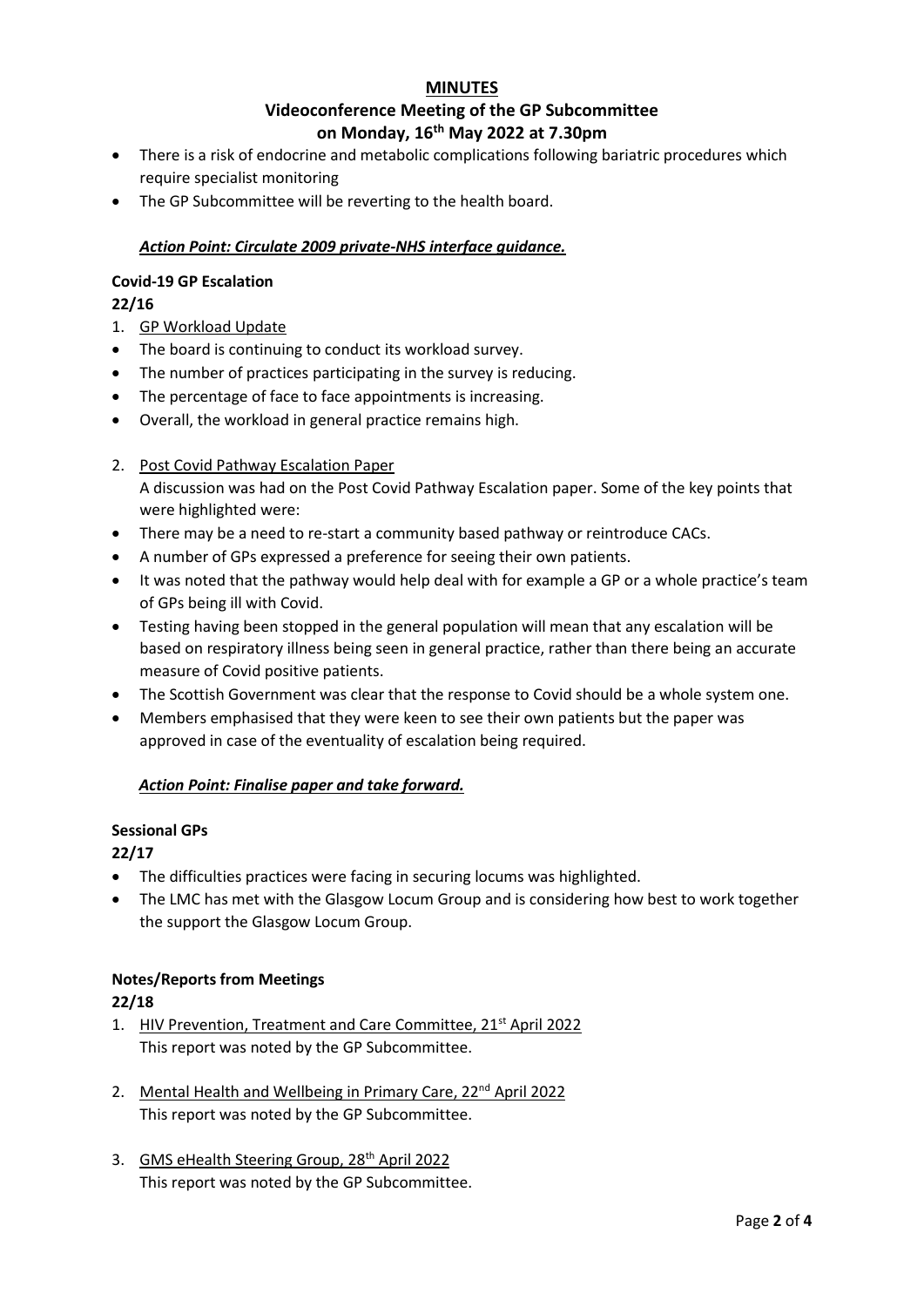**MINUTES**

**Videoconference Meeting of the GP Subcommittee on Monday, 16th May 2022 at 7.30pm**

- There is a risk of endocrine and metabolic complications following bariatric procedures which require specialist monitoring
- The GP Subcommittee will be reverting to the health board.

***Action Point: Circulate 2009 private-NHS interface guidance.***

**Covid-19 GP Escalation**

**22/16**

1. GP Workload Update

- The board is continuing to conduct its workload survey.
- The number of practices participating in the survey is reducing.
- The percentage of face to face appointments is increasing.
- Overall, the workload in general practice remains high.

2. Post Covid Pathway Escalation Paper

A discussion was had on the Post Covid Pathway Escalation paper. Some of the key points that were highlighted were:

- There may be a need to re-start a community based pathway or reintroduce CACs.
- A number of GPs expressed a preference for seeing their own patients.
- It was noted that the pathway would help deal with for example a GP or a whole practice's team of GPs being ill with Covid.
- Testing having been stopped in the general population will mean that any escalation will be based on respiratory illness being seen in general practice, rather than there being an accurate measure of Covid positive patients.
- The Scottish Government was clear that the response to Covid should be a whole system one.
- Members emphasised that they were keen to see their own patients but the paper was approved in case of the eventuality of escalation being required.

***Action Point: Finalise paper and take forward.***

**Sessional GPs**

**22/17**

- The difficulties practices were facing in securing locums was highlighted.
- The LMC has met with the Glasgow Locum Group and is considering how best to work together the support the Glasgow Locum Group.

**Notes/Reports from Meetings**

**22/18**

1. HIV Prevention, Treatment and Care Committee, 21st April 2022

This report was noted by the GP Subcommittee.

2. Mental Health and Wellbeing in Primary Care, 22nd April 2022

This report was noted by the GP Subcommittee.

3. GMS eHealth Steering Group, 28th April 2022

This report was noted by the GP Subcommittee.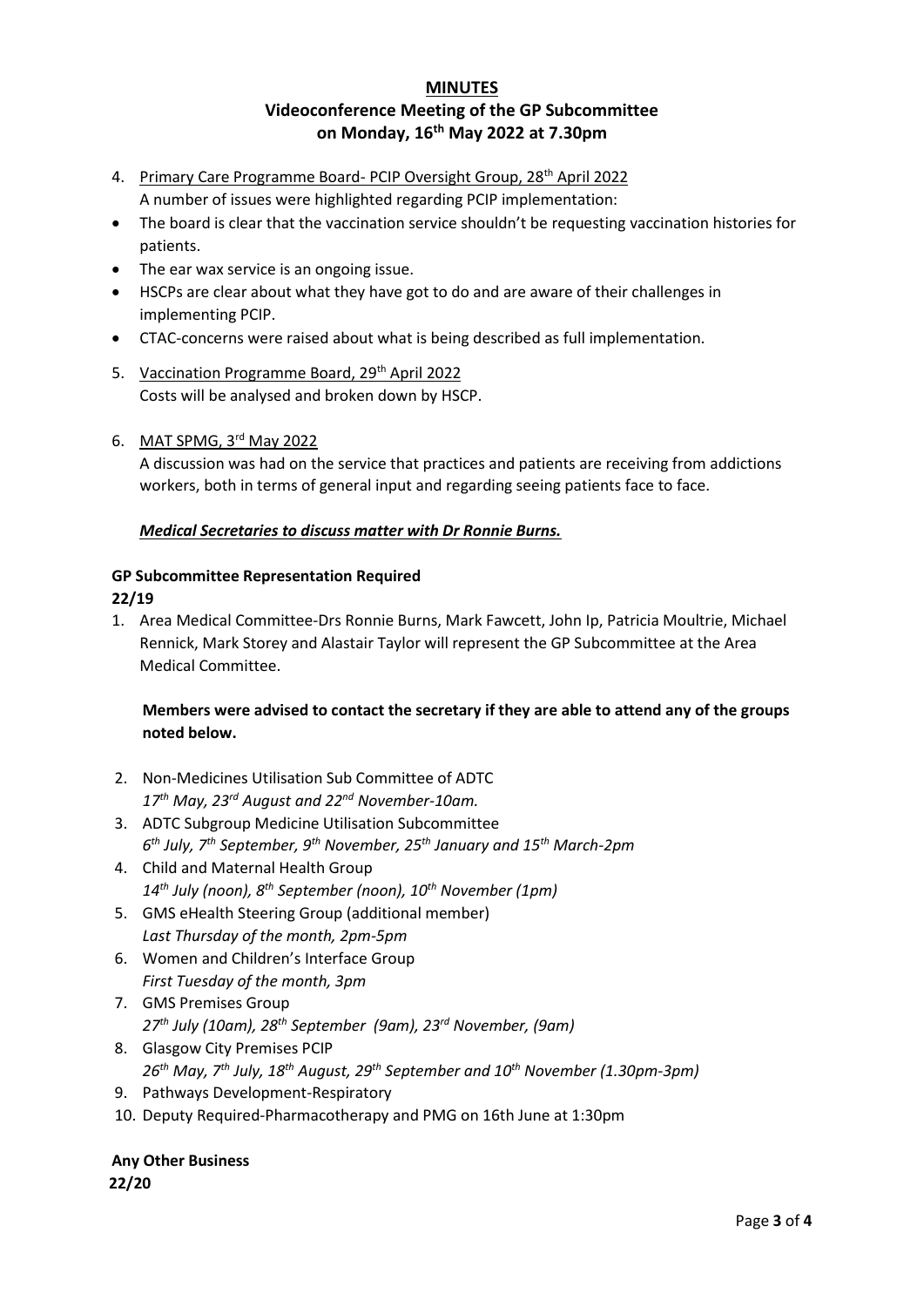# MINUTES

## Videoconference Meeting of the GP Subcommittee on Monday, 16th May 2022 at 7.30pm

4. Primary Care Programme Board- PCIP Oversight Group, 28th April 2022
   A number of issues were highlighted regarding PCIP implementation:

- The board is clear that the vaccination service shouldn't be requesting vaccination histories for patients.
- The ear wax service is an ongoing issue.
- HSCPs are clear about what they have got to do and are aware of their challenges in implementing PCIP.
- CTAC-concerns were raised about what is being described as full implementation.

5. Vaccination Programme Board, 29th April 2022
   Costs will be analysed and broken down by HSCP.

6. MAT SPMG, 3rd May 2022
   A discussion was had on the service that practices and patients are receiving from addictions workers, both in terms of general input and regarding seeing patients face to face.

   ***Medical Secretaries to discuss matter with Dr Ronnie Burns.***

**GP Subcommittee Representation Required**
**22/19**

1. Area Medical Committee-Drs Ronnie Burns, Mark Fawcett, John Ip, Patricia Moultrie, Michael Rennick, Mark Storey and Alastair Taylor will represent the GP Subcommittee at the Area Medical Committee.

   **Members were advised to contact the secretary if they are able to attend any of the groups noted below.**

2. Non-Medicines Utilisation Sub Committee of ADTC
   *17th May, 23rd August and 22nd November-10am.*
3. ADTC Subgroup Medicine Utilisation Subcommittee
   *6th July, 7th September, 9th November, 25th January and 15th March-2pm*
4. Child and Maternal Health Group
   *14th July (noon), 8th September (noon), 10th November (1pm)*
5. GMS eHealth Steering Group (additional member)
   *Last Thursday of the month, 2pm-5pm*
6. Women and Children's Interface Group
   *First Tuesday of the month, 3pm*
7. GMS Premises Group
   *27th July (10am), 28th September (9am), 23rd November, (9am)*
8. Glasgow City Premises PCIP
   *26th May, 7th July, 18th August, 29th September and 10th November (1.30pm-3pm)*
9. Pathways Development-Respiratory
10. Deputy Required-Pharmacotherapy and PMG on 16th June at 1:30pm

**Any Other Business**
**22/20**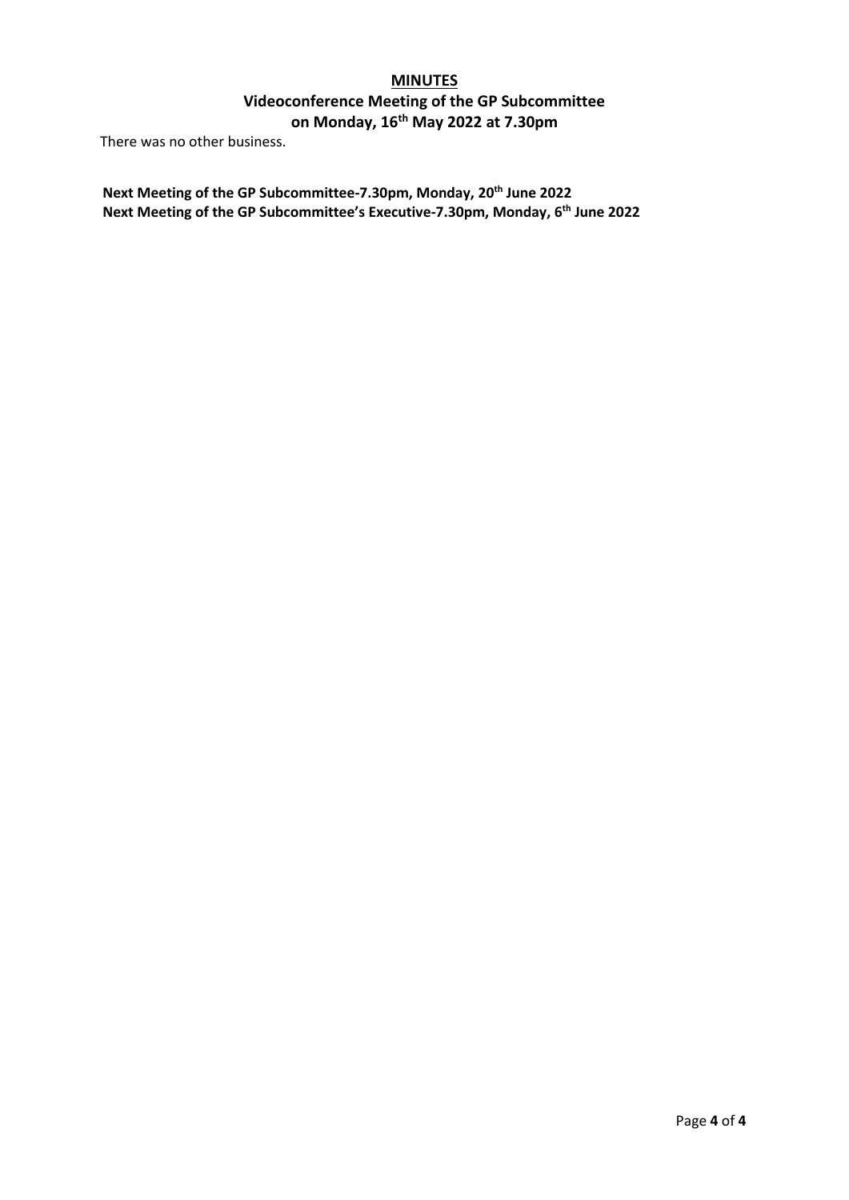**MINUTES**

**Videoconference Meeting of the GP Subcommittee on Monday, 16th May 2022 at 7.30pm**

There was no other business.

**Next Meeting of the GP Subcommittee-7.30pm, Monday, 20th June 2022**
**Next Meeting of the GP Subcommittee's Executive-7.30pm, Monday, 6th June 2022**